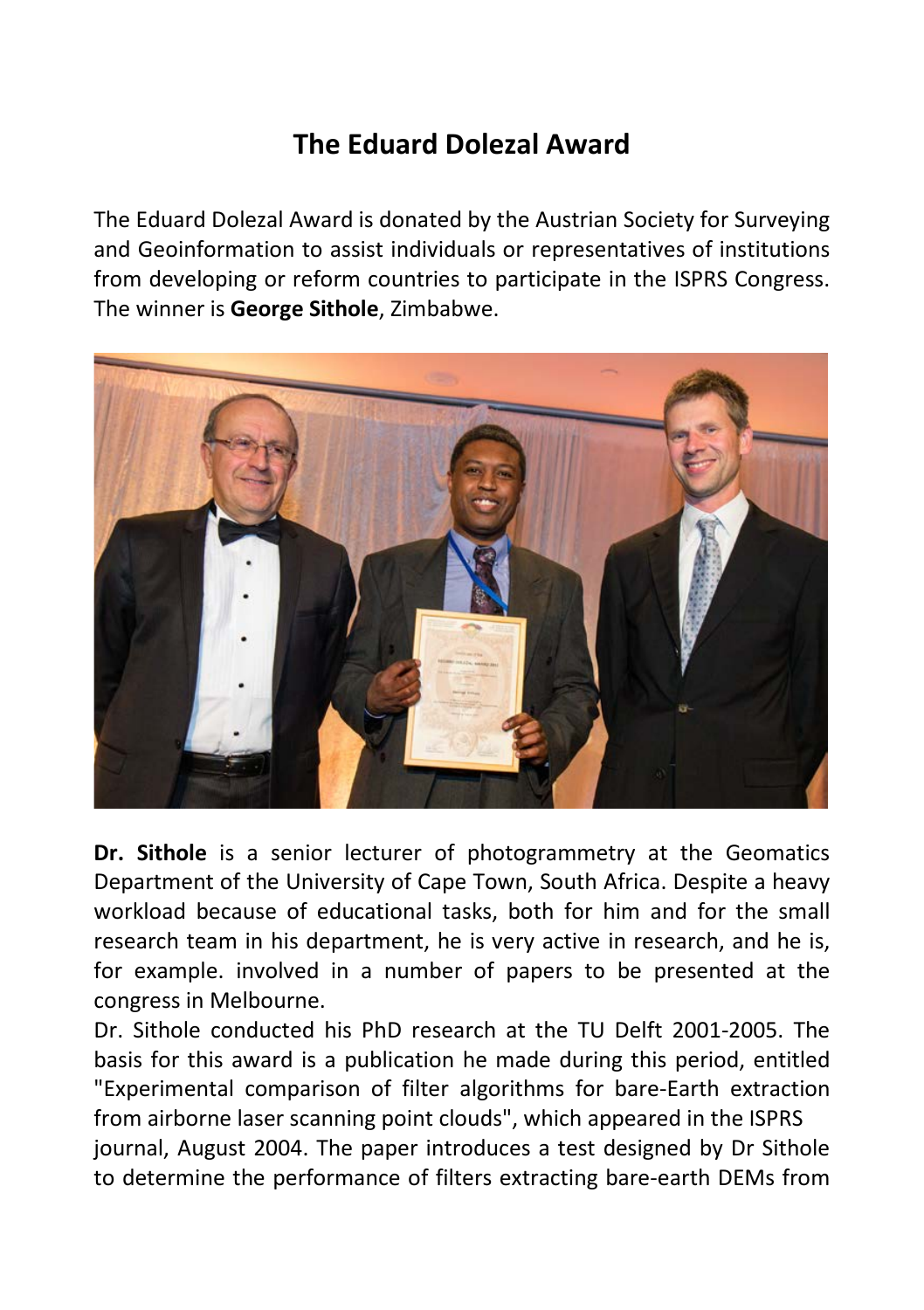# The Eduard Dolezal Award

The Eduard Dolezal Award is donated by the Austrian Society for Surveying and Geoinformation to assist individuals or representatives of institutions from developing or reform countries to participate in the ISPRS Congress. The winner is **George Sithole**, Zimbabwe.

**Dr. Sithole** is a senior lecturer of photogrammetry at the Geomatics Department of the University of Cape Town, South Africa. Despite a heavy workload because of educational tasks, both for him and for the small research team in his department, he is very active in research, and he is, for example. involved in a number of papers to be presented at the congress in Melbourne.

Dr. Sithole conducted his PhD research at the TU Delft 2001-2005. The basis for this award is a publication he made during this period, entitled "Experimental comparison of filter algorithms for bare-Earth extraction from airborne laser scanning point clouds", which appeared in the ISPRS journal, August 2004. The paper introduces a test designed by Dr Sithole to determine the performance of filters extracting bare-earth DEMs from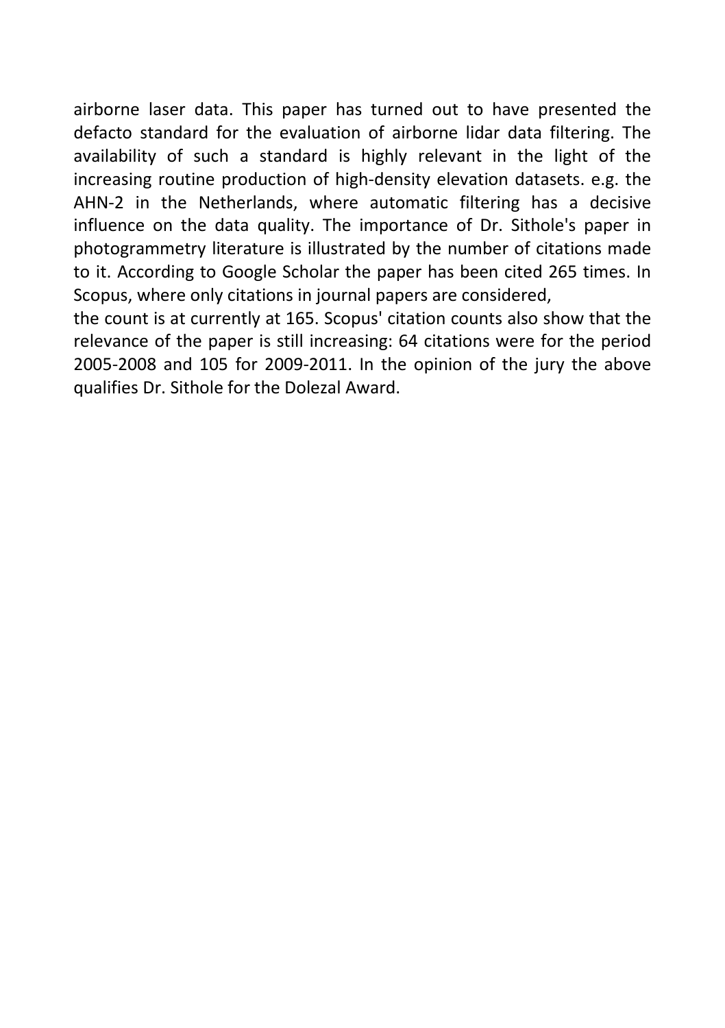airborne laser data. This paper has turned out to have presented the defacto standard for the evaluation of airborne lidar data filtering. The availability of such a standard is highly relevant in the light of the increasing routine production of high-density elevation datasets. e.g. the AHN-2 in the Netherlands, where automatic filtering has a decisive influence on the data quality. The importance of Dr. Sithole's paper in photogrammetry literature is illustrated by the number of citations made to it. According to Google Scholar the paper has been cited 265 times. In Scopus, where only citations in journal papers are considered,
the count is at currently at 165. Scopus' citation counts also show that the relevance of the paper is still increasing: 64 citations were for the period 2005-2008 and 105 for 2009-2011. In the opinion of the jury the above qualifies Dr. Sithole for the Dolezal Award.